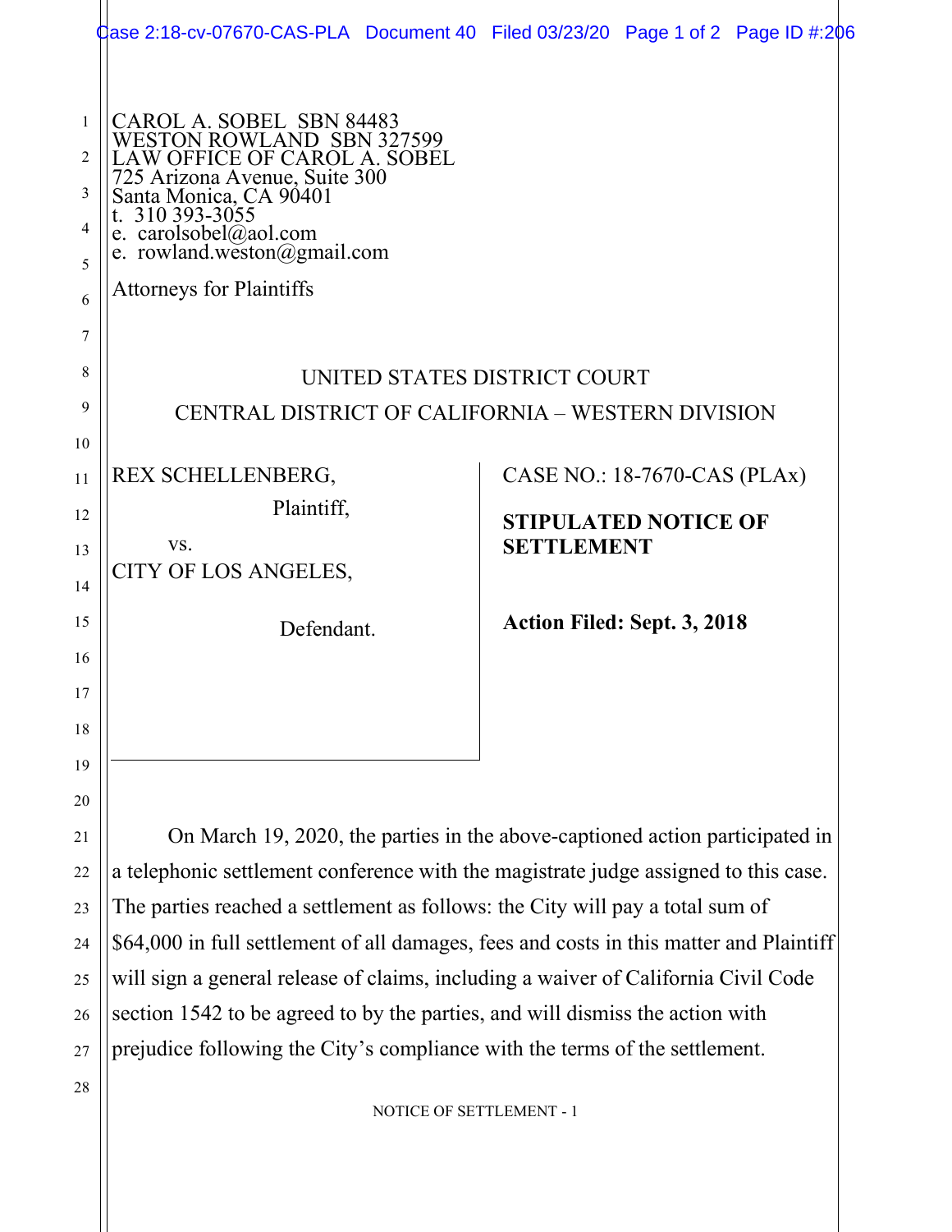CAROL A. SOBEL SBN 84483
WESTON ROWLAND SBN 327599
LAW OFFICE OF CAROL A. SOBEL
725 Arizona Avenue, Suite 300
Santa Monica, CA 90401
t. 310 393-3055
e. carolsobel@aol.com
e. rowland.weston@gmail.com

Attorneys for Plaintiffs

UNITED STATES DISTRICT COURT
CENTRAL DISTRICT OF CALIFORNIA – WESTERN DIVISION

REX SCHELLENBERG,
Plaintiff,

vs.

CITY OF LOS ANGELES,

Defendant.

CASE NO.: 18-7670-CAS (PLAx)

**STIPULATED NOTICE OF SETTLEMENT**

**Action Filed: Sept. 3, 2018**

On March 19, 2020, the parties in the above-captioned action participated in a telephonic settlement conference with the magistrate judge assigned to this case. The parties reached a settlement as follows: the City will pay a total sum of $64,000 in full settlement of all damages, fees and costs in this matter and Plaintiff will sign a general release of claims, including a waiver of California Civil Code section 1542 to be agreed to by the parties, and will dismiss the action with prejudice following the City's compliance with the terms of the settlement.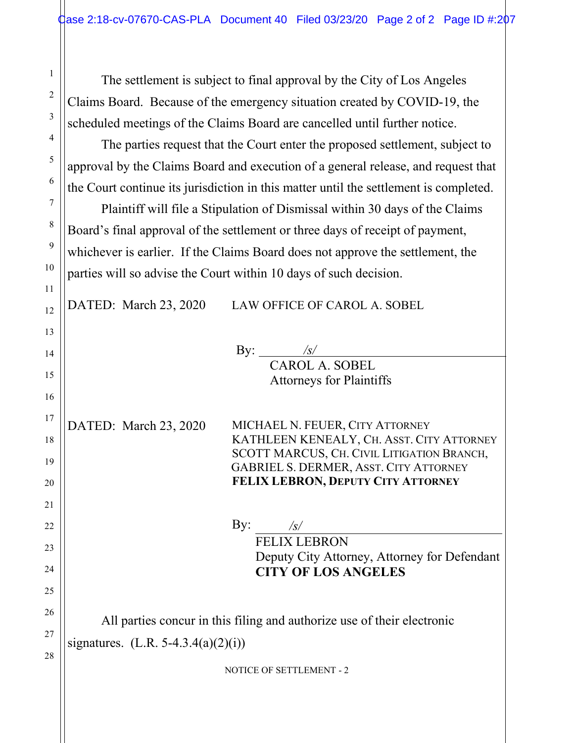The settlement is subject to final approval by the City of Los Angeles Claims Board. Because of the emergency situation created by COVID-19, the scheduled meetings of the Claims Board are cancelled until further notice.

The parties request that the Court enter the proposed settlement, subject to approval by the Claims Board and execution of a general release, and request that the Court continue its jurisdiction in this matter until the settlement is completed.

Plaintiff will file a Stipulation of Dismissal within 30 days of the Claims Board's final approval of the settlement or three days of receipt of payment, whichever is earlier. If the Claims Board does not approve the settlement, the parties will so advise the Court within 10 days of such decision.

DATED: March 23, 2020

LAW OFFICE OF CAROL A. SOBEL

By: /s/
CAROL A. SOBEL
Attorneys for Plaintiffs

DATED: March 23, 2020

MICHAEL N. FEUER, CITY ATTORNEY
KATHLEEN KENEALY, CH. ASST. CITY ATTORNEY
SCOTT MARCUS, CH. CIVIL LITIGATION BRANCH,
GABRIEL S. DERMER, ASST. CITY ATTORNEY
**FELIX LEBRON, DEPUTY CITY ATTORNEY**

By: /s/
FELIX LEBRON
Deputy City Attorney, Attorney for Defendant
**CITY OF LOS ANGELES**

All parties concur in this filing and authorize use of their electronic signatures. (L.R. 5-4.3.4(a)(2)(i))

NOTICE OF SETTLEMENT - 2